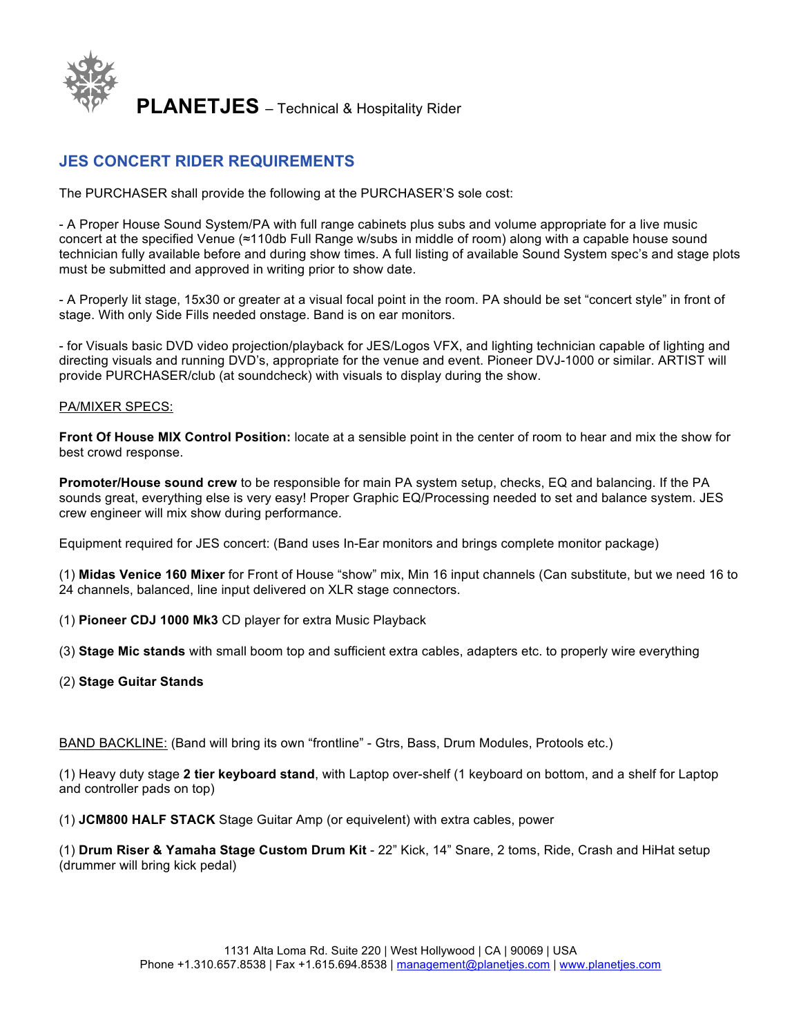# PLANETJES – Technical & Hospitality Rider

## JES CONCERT RIDER REQUIREMENTS

The PURCHASER shall provide the following at the PURCHASER'S sole cost:

- A Proper House Sound System/PA with full range cabinets plus subs and volume appropriate for a live music concert at the specified Venue (≈110db Full Range w/subs in middle of room) along with a capable house sound technician fully available before and during show times. A full listing of available Sound System spec's and stage plots must be submitted and approved in writing prior to show date.

- A Properly lit stage, 15x30 or greater at a visual focal point in the room. PA should be set "concert style" in front of stage. With only Side Fills needed onstage. Band is on ear monitors.

- for Visuals basic DVD video projection/playback for JES/Logos VFX, and lighting technician capable of lighting and directing visuals and running DVD's, appropriate for the venue and event. Pioneer DVJ-1000 or similar. ARTIST will provide PURCHASER/club (at soundcheck) with visuals to display during the show.

<u>PA/MIXER SPECS:</u>

**Front Of House MIX Control Position:** locate at a sensible point in the center of room to hear and mix the show for best crowd response.

**Promoter/House sound crew** to be responsible for main PA system setup, checks, EQ and balancing. If the PA sounds great, everything else is very easy! Proper Graphic EQ/Processing needed to set and balance system. JES crew engineer will mix show during performance.

Equipment required for JES concert: (Band uses In-Ear monitors and brings complete monitor package)

(1) **Midas Venice 160 Mixer** for Front of House "show" mix, Min 16 input channels (Can substitute, but we need 16 to 24 channels, balanced, line input delivered on XLR stage connectors.

(1) **Pioneer CDJ 1000 Mk3** CD player for extra Music Playback

(3) **Stage Mic stands** with small boom top and sufficient extra cables, adapters etc. to properly wire everything

(2) **Stage Guitar Stands**

<u>BAND BACKLINE:</u> (Band will bring its own "frontline" - Gtrs, Bass, Drum Modules, Protools etc.)

(1) Heavy duty stage **2 tier keyboard stand**, with Laptop over-shelf (1 keyboard on bottom, and a shelf for Laptop and controller pads on top)

(1) **JCM800 HALF STACK** Stage Guitar Amp (or equivelent) with extra cables, power

(1) **Drum Riser & Yamaha Stage Custom Drum Kit** - 22" Kick, 14" Snare, 2 toms, Ride, Crash and HiHat setup (drummer will bring kick pedal)

1131 Alta Loma Rd. Suite 220 | West Hollywood | CA | 90069 | USA
Phone +1.310.657.8538 | Fax +1.615.694.8538 | management@planetjes.com | www.planetjes.com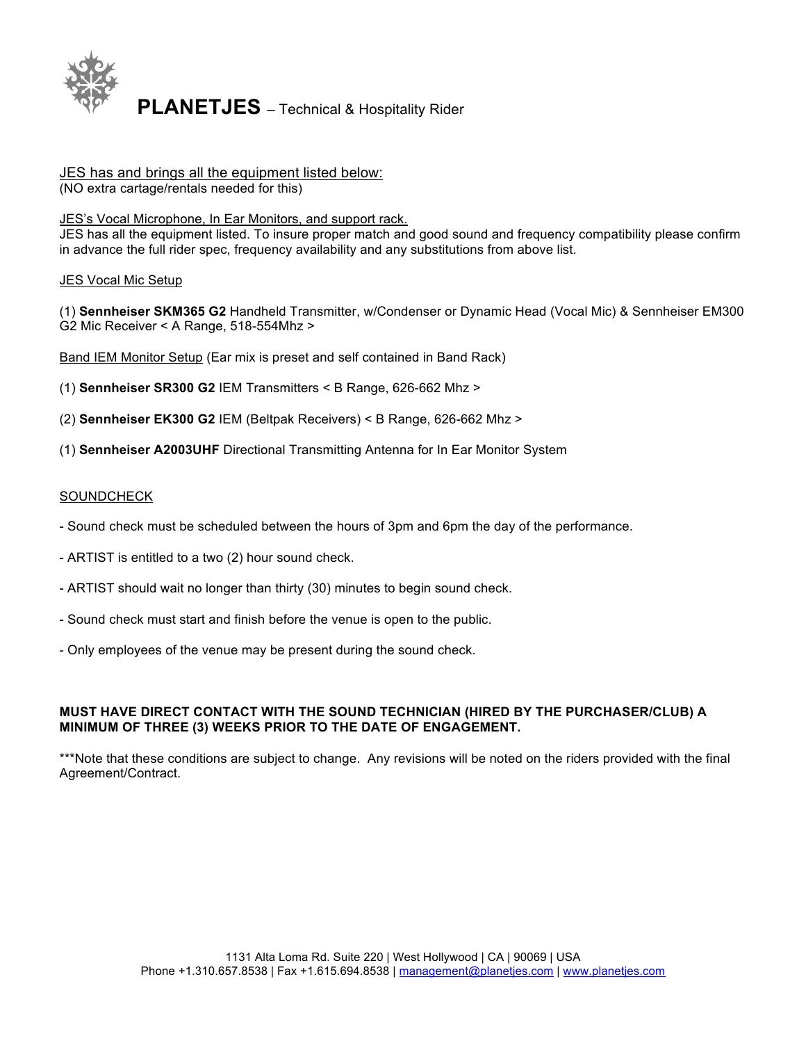# **PLANETJES** – Technical & Hospitality Rider

JES has and brings all the equipment listed below:
(NO extra cartage/rentals needed for this)

JES's Vocal Microphone, In Ear Monitors, and support rack.
JES has all the equipment listed. To insure proper match and good sound and frequency compatibility please confirm in advance the full rider spec, frequency availability and any substitutions from above list.

JES Vocal Mic Setup

(1) **Sennheiser SKM365 G2** Handheld Transmitter, w/Condenser or Dynamic Head (Vocal Mic) & Sennheiser EM300 G2 Mic Receiver < A Range, 518-554Mhz >

Band IEM Monitor Setup (Ear mix is preset and self contained in Band Rack)

(1) **Sennheiser SR300 G2** IEM Transmitters < B Range, 626-662 Mhz >

(2) **Sennheiser EK300 G2** IEM (Beltpak Receivers) < B Range, 626-662 Mhz >

(1) **Sennheiser A2003UHF** Directional Transmitting Antenna for In Ear Monitor System

SOUNDCHECK

- Sound check must be scheduled between the hours of 3pm and 6pm the day of the performance.

- ARTIST is entitled to a two (2) hour sound check.

- ARTIST should wait no longer than thirty (30) minutes to begin sound check.

- Sound check must start and finish before the venue is open to the public.

- Only employees of the venue may be present during the sound check.

**MUST HAVE DIRECT CONTACT WITH THE SOUND TECHNICIAN (HIRED BY THE PURCHASER/CLUB) A MINIMUM OF THREE (3) WEEKS PRIOR TO THE DATE OF ENGAGEMENT.**

***Note that these conditions are subject to change. Any revisions will be noted on the riders provided with the final Agreement/Contract.

1131 Alta Loma Rd. Suite 220 | West Hollywood | CA | 90069 | USA
Phone +1.310.657.8538 | Fax +1.615.694.8538 | management@planetjes.com | www.planetjes.com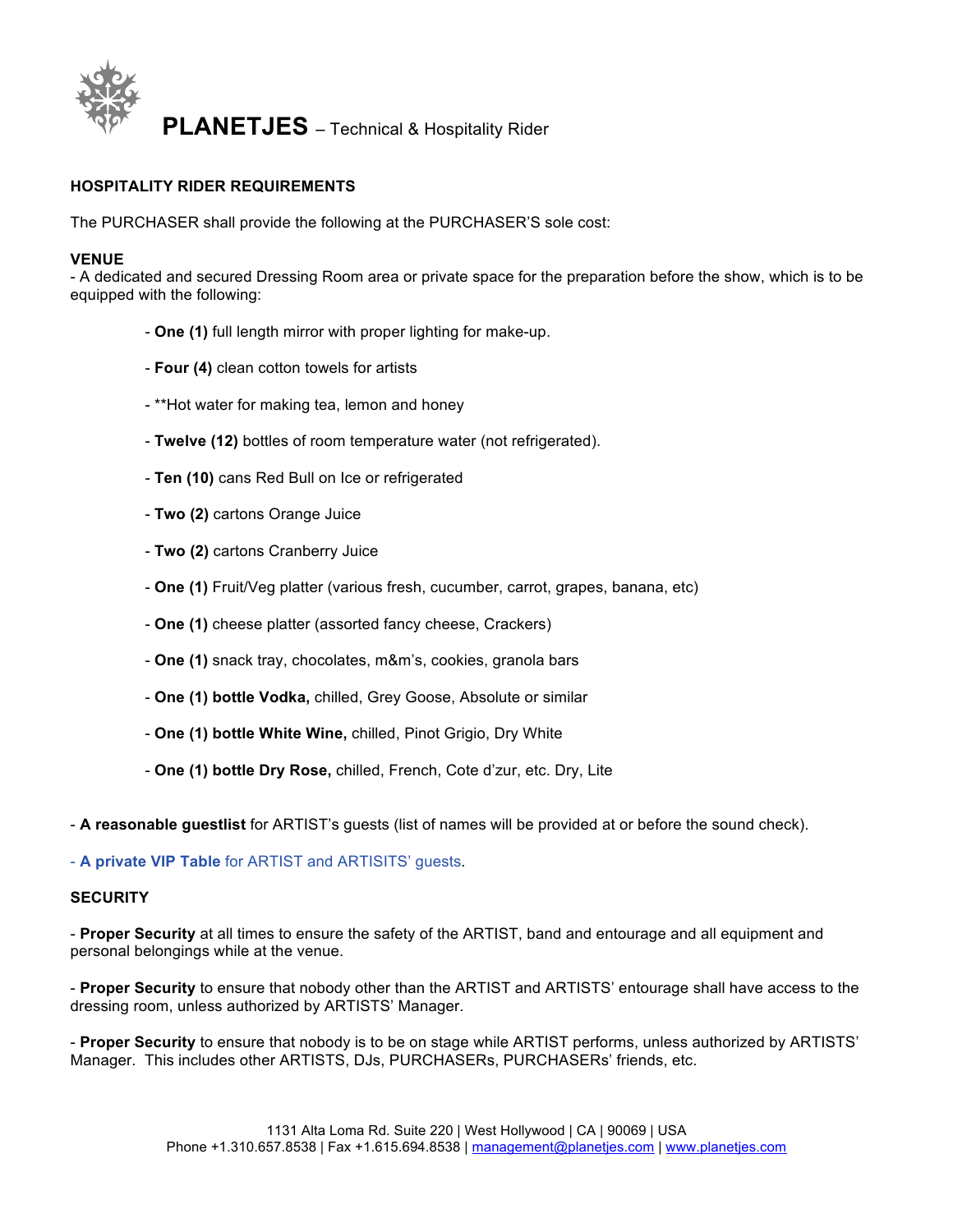**PLANETJES** – Technical & Hospitality Rider

**HOSPITALITY RIDER REQUIREMENTS**

The PURCHASER shall provide the following at the PURCHASER'S sole cost:

**VENUE**

- A dedicated and secured Dressing Room area or private space for the preparation before the show, which is to be equipped with the following:

  - **One (1)** full length mirror with proper lighting for make-up.
  - **Four (4)** clean cotton towels for artists
  - **Hot water for making tea, lemon and honey
  - **Twelve (12)** bottles of room temperature water (not refrigerated).
  - **Ten (10)** cans Red Bull on Ice or refrigerated
  - **Two (2)** cartons Orange Juice
  - **Two (2)** cartons Cranberry Juice
  - **One (1)** Fruit/Veg platter (various fresh, cucumber, carrot, grapes, banana, etc)
  - **One (1)** cheese platter (assorted fancy cheese, Crackers)
  - **One (1)** snack tray, chocolates, m&m's, cookies, granola bars
  - **One (1) bottle Vodka,** chilled, Grey Goose, Absolute or similar
  - **One (1) bottle White Wine,** chilled, Pinot Grigio, Dry White
  - **One (1) bottle Dry Rose,** chilled, French, Cote d'zur, etc. Dry, Lite

- **A reasonable guestlist** for ARTIST's guests (list of names will be provided at or before the sound check).

- **A private VIP Table** for ARTIST and ARTISITS' guests.

**SECURITY**

- **Proper Security** at all times to ensure the safety of the ARTIST, band and entourage and all equipment and personal belongings while at the venue.

- **Proper Security** to ensure that nobody other than the ARTIST and ARTISTS' entourage shall have access to the dressing room, unless authorized by ARTISTS' Manager.

- **Proper Security** to ensure that nobody is to be on stage while ARTIST performs, unless authorized by ARTISTS' Manager. This includes other ARTISTS, DJs, PURCHASERs, PURCHASERs' friends, etc.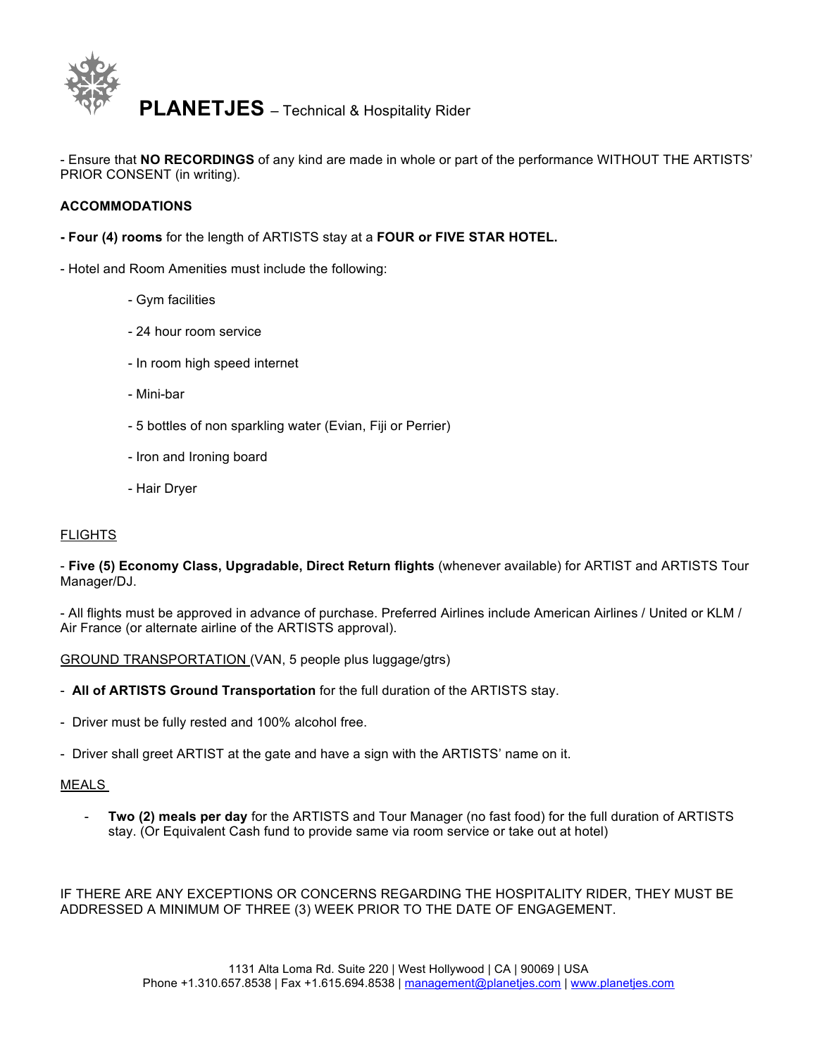- Ensure that **NO RECORDINGS** of any kind are made in whole or part of the performance WITHOUT THE ARTISTS' PRIOR CONSENT (in writing).

**ACCOMMODATIONS**

**- Four (4) rooms** for the length of ARTISTS stay at a **FOUR or FIVE STAR HOTEL.**

- Hotel and Room Amenities must include the following:

  - Gym facilities
  - 24 hour room service
  - In room high speed internet
  - Mini-bar
  - 5 bottles of non sparkling water (Evian, Fiji or Perrier)
  - Iron and Ironing board
  - Hair Dryer

FLIGHTS

- **Five (5) Economy Class, Upgradable, Direct Return flights** (whenever available) for ARTIST and ARTISTS Tour Manager/DJ.

- All flights must be approved in advance of purchase. Preferred Airlines include American Airlines / United or KLM / Air France (or alternate airline of the ARTISTS approval).

GROUND TRANSPORTATION (VAN, 5 people plus luggage/gtrs)

- **All of ARTISTS Ground Transportation** for the full duration of the ARTISTS stay.

- Driver must be fully rested and 100% alcohol free.

- Driver shall greet ARTIST at the gate and have a sign with the ARTISTS' name on it.

MEALS

- **Two (2) meals per day** for the ARTISTS and Tour Manager (no fast food) for the full duration of ARTISTS stay. (Or Equivalent Cash fund to provide same via room service or take out at hotel)

IF THERE ARE ANY EXCEPTIONS OR CONCERNS REGARDING THE HOSPITALITY RIDER, THEY MUST BE ADDRESSED A MINIMUM OF THREE (3) WEEK PRIOR TO THE DATE OF ENGAGEMENT.